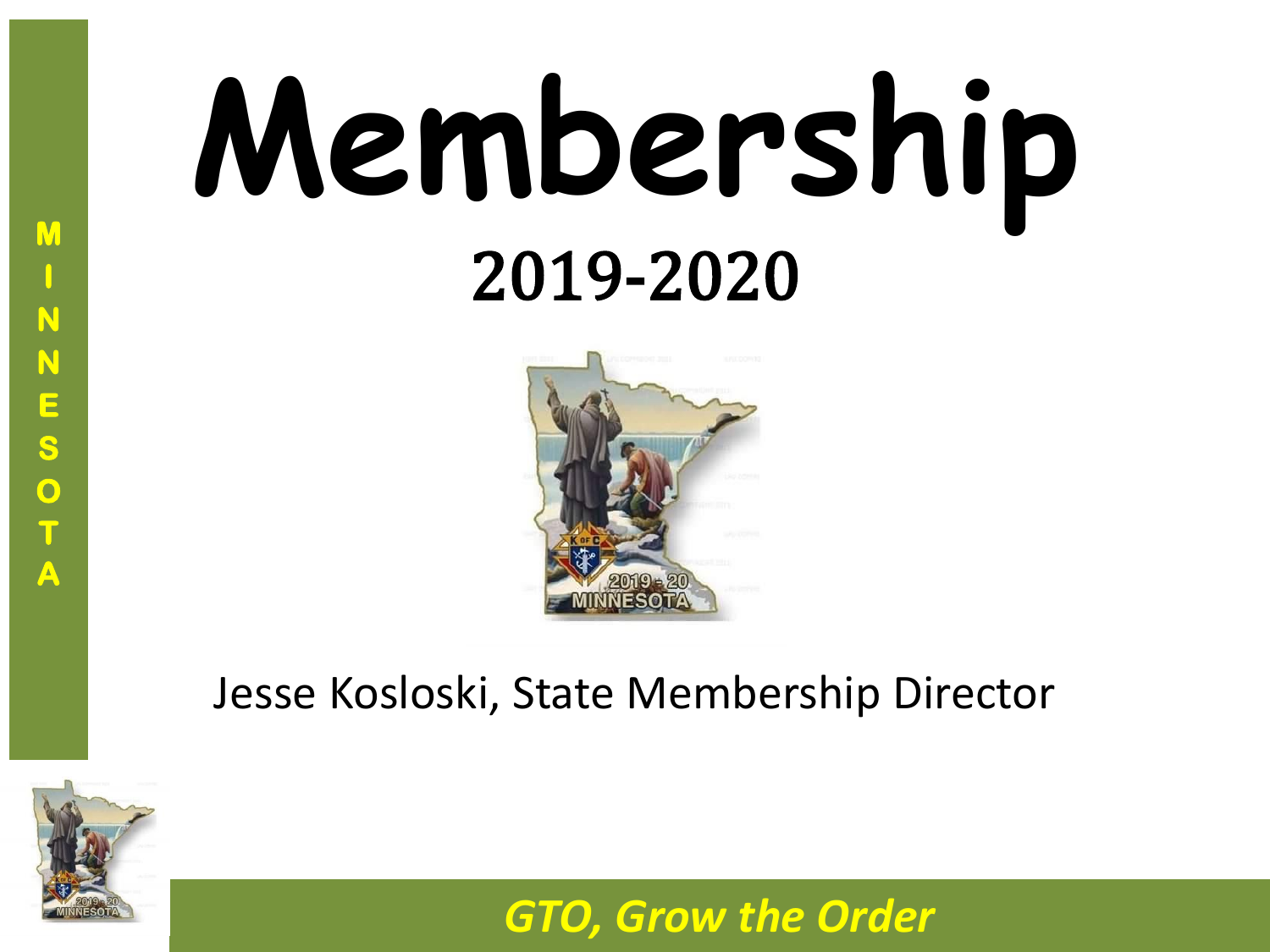# Membership

## 2019-2020

Jesse Kosloski, State Membership Director

*GTO, Grow the Order*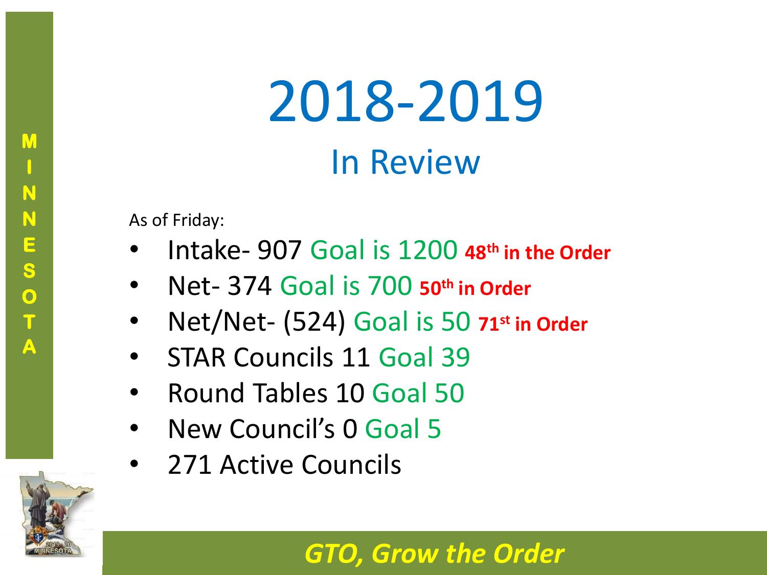# 2018-2019

## In Review

As of Friday:

- Intake- 907 Goal is 1200 **48th in the Order**
- Net- 374 Goal is 700 **50th in Order**
- Net/Net- (524) Goal is 50 **71st in Order**
- STAR Councils 11 Goal 39
- Round Tables 10 Goal 50
- New Council's 0 Goal 5
- 271 Active Councils

*GTO, Grow the Order*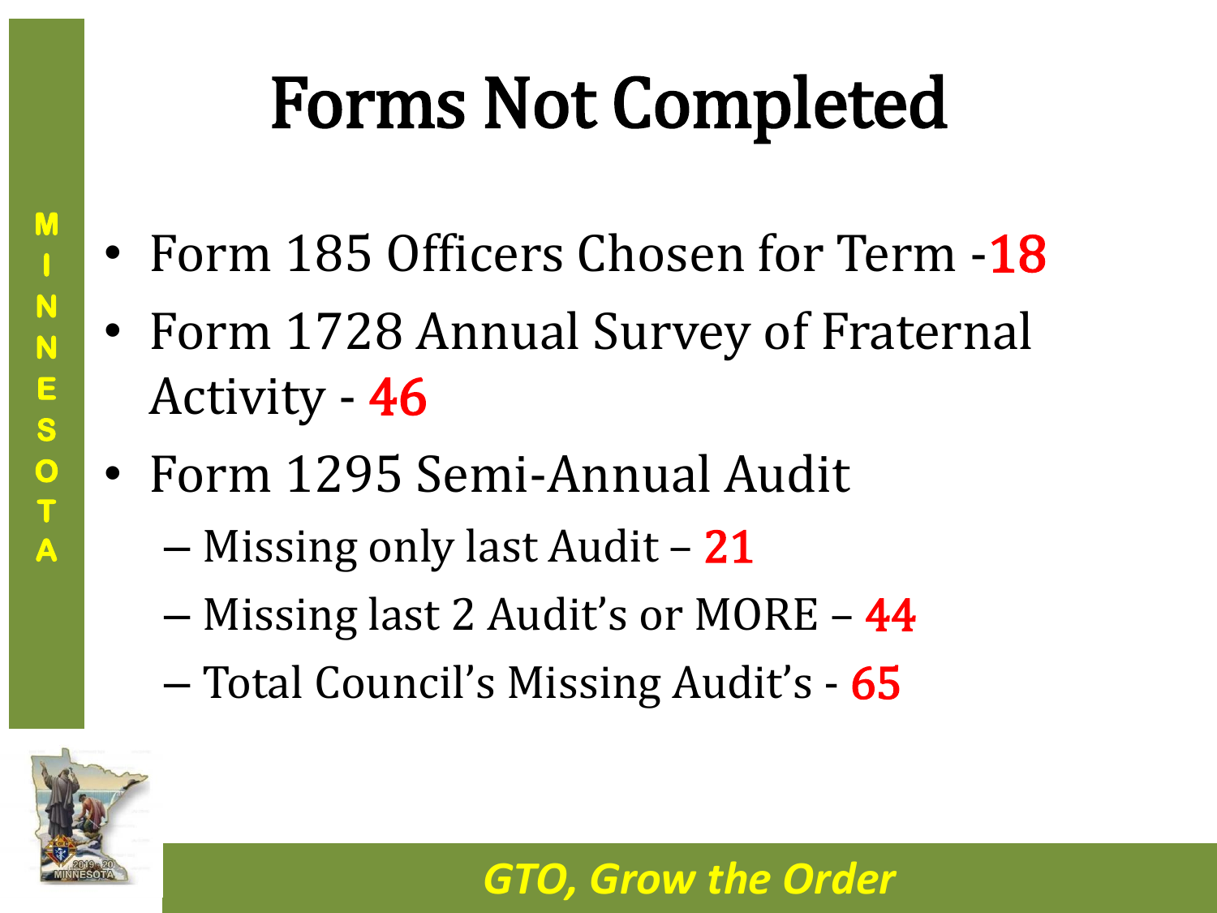# Forms Not Completed

- Form 185 Officers Chosen for Term -**18**
- Form 1728 Annual Survey of Fraternal Activity - **46**
- Form 1295 Semi-Annual Audit
  - Missing only last Audit – **21**
  - Missing last 2 Audit's or MORE – **44**
  - Total Council's Missing Audit's - **65**

*GTO, Grow the Order*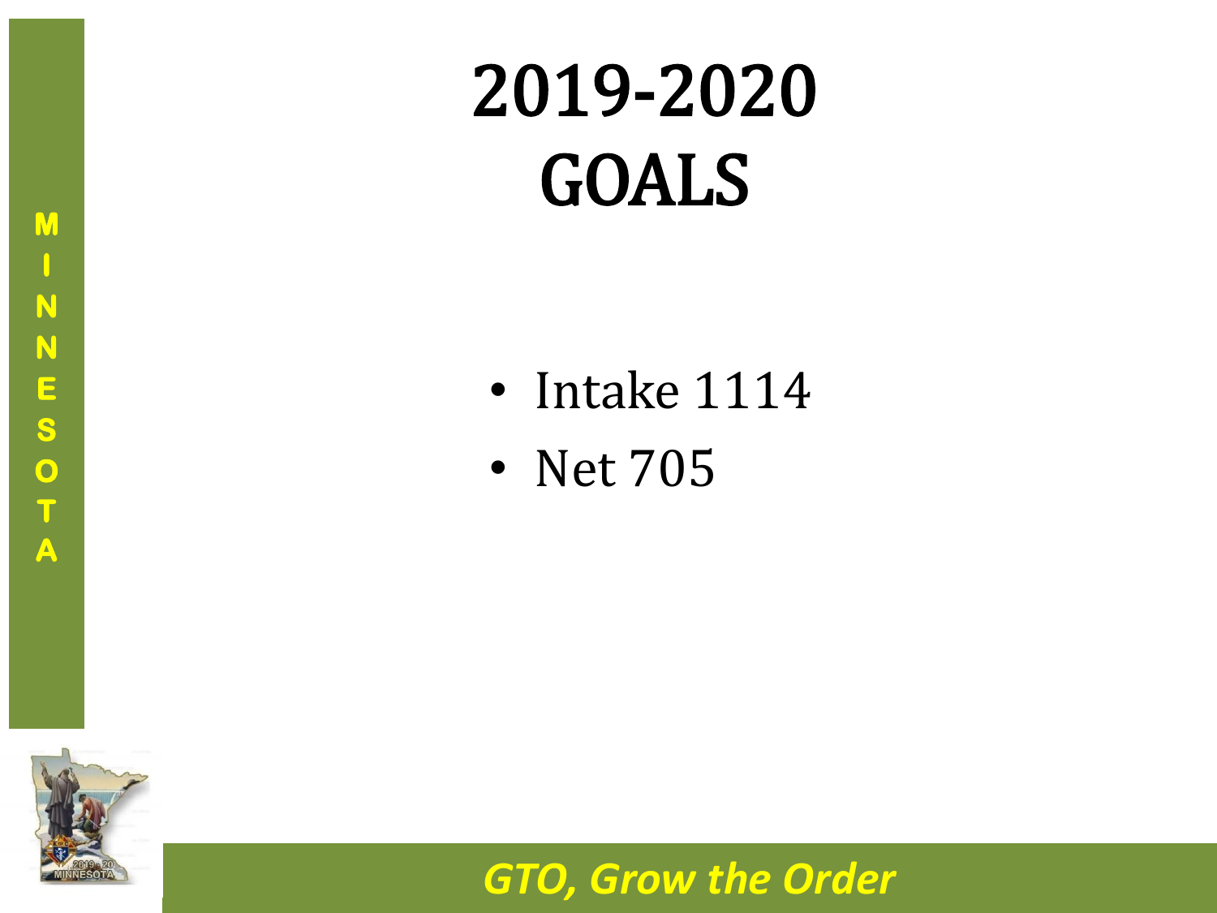# 2019-2020 GOALS

- Intake 1114
- Net 705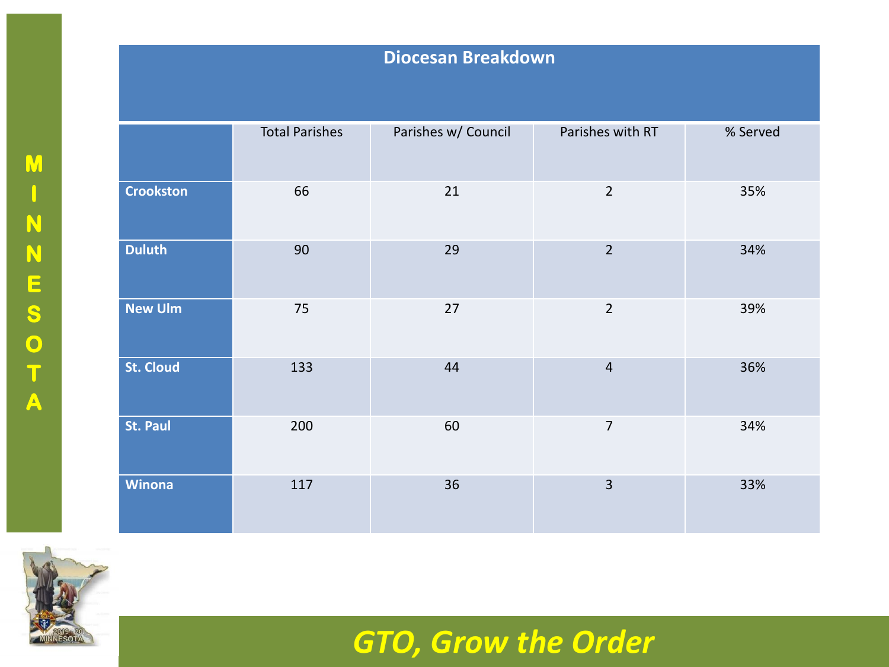M
I
N
N
E
S
O
T
A

## Diocesan Breakdown

| | Total Parishes | Parishes w/ Council | Parishes with RT | % Served |
|---|---|---|---|---|
| **Crookston** | 66 | 21 | 2 | 35% |
| **Duluth** | 90 | 29 | 2 | 34% |
| **New Ulm** | 75 | 27 | 2 | 39% |
| **St. Cloud** | 133 | 44 | 4 | 36% |
| **St. Paul** | 200 | 60 | 7 | 34% |
| **Winona** | 117 | 36 | 3 | 33% |

*GTO, Grow the Order*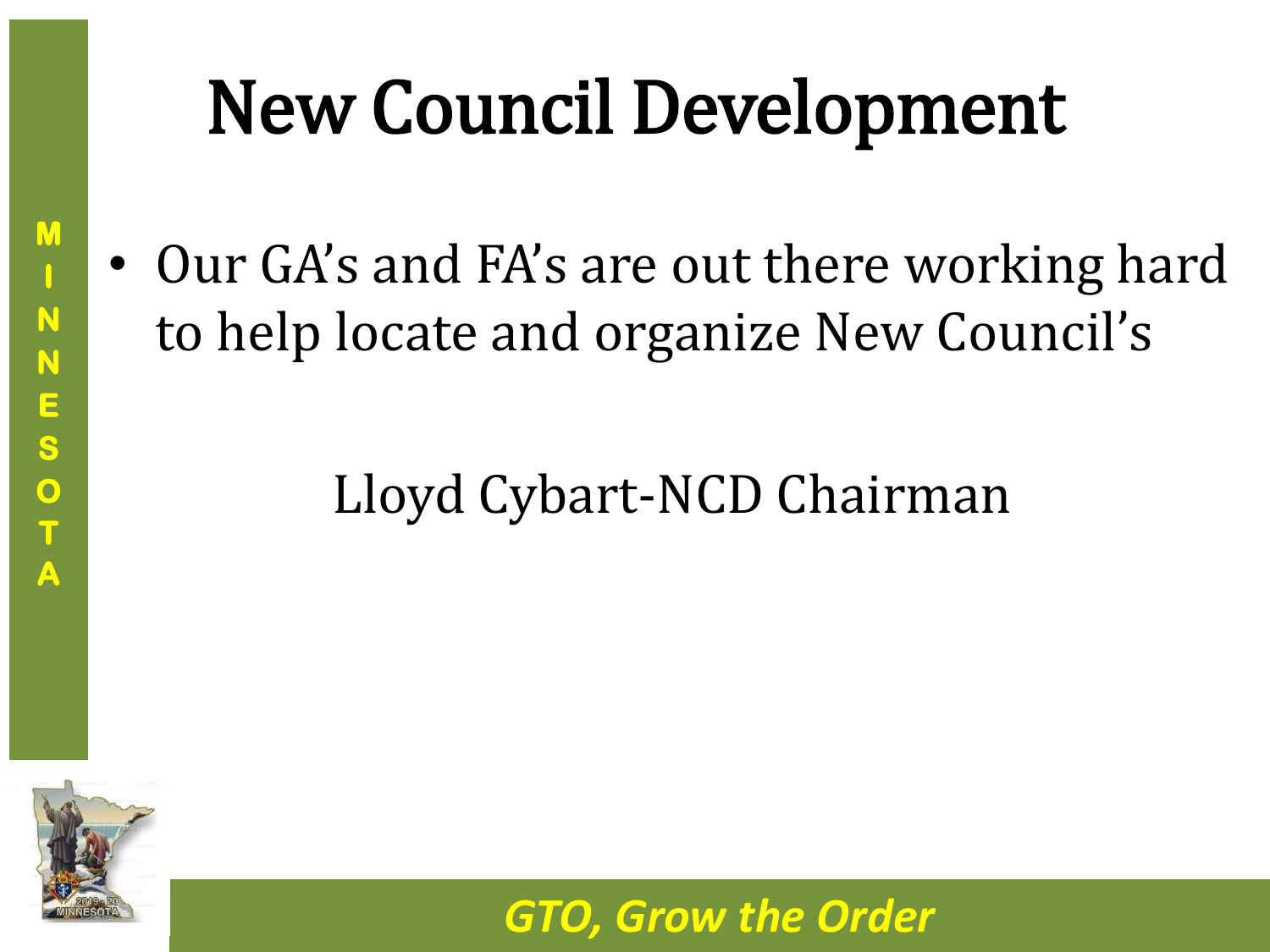# New Council Development

- Our GA's and FA's are out there working hard to help locate and organize New Council's

Lloyd Cybart-NCD Chairman

*GTO, Grow the Order*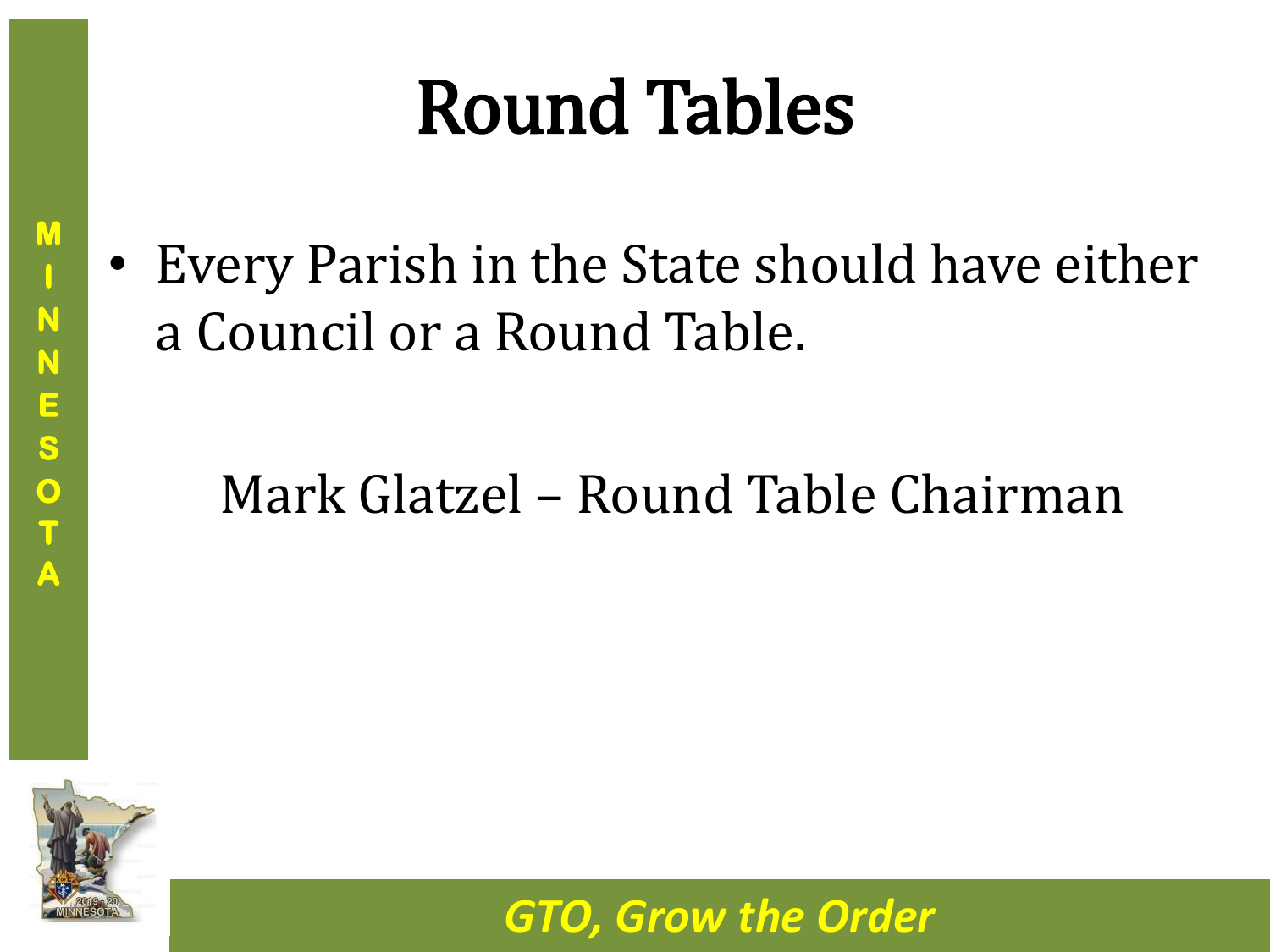# Round Tables

- Every Parish in the State should have either a Council or a Round Table.

Mark Glatzel – Round Table Chairman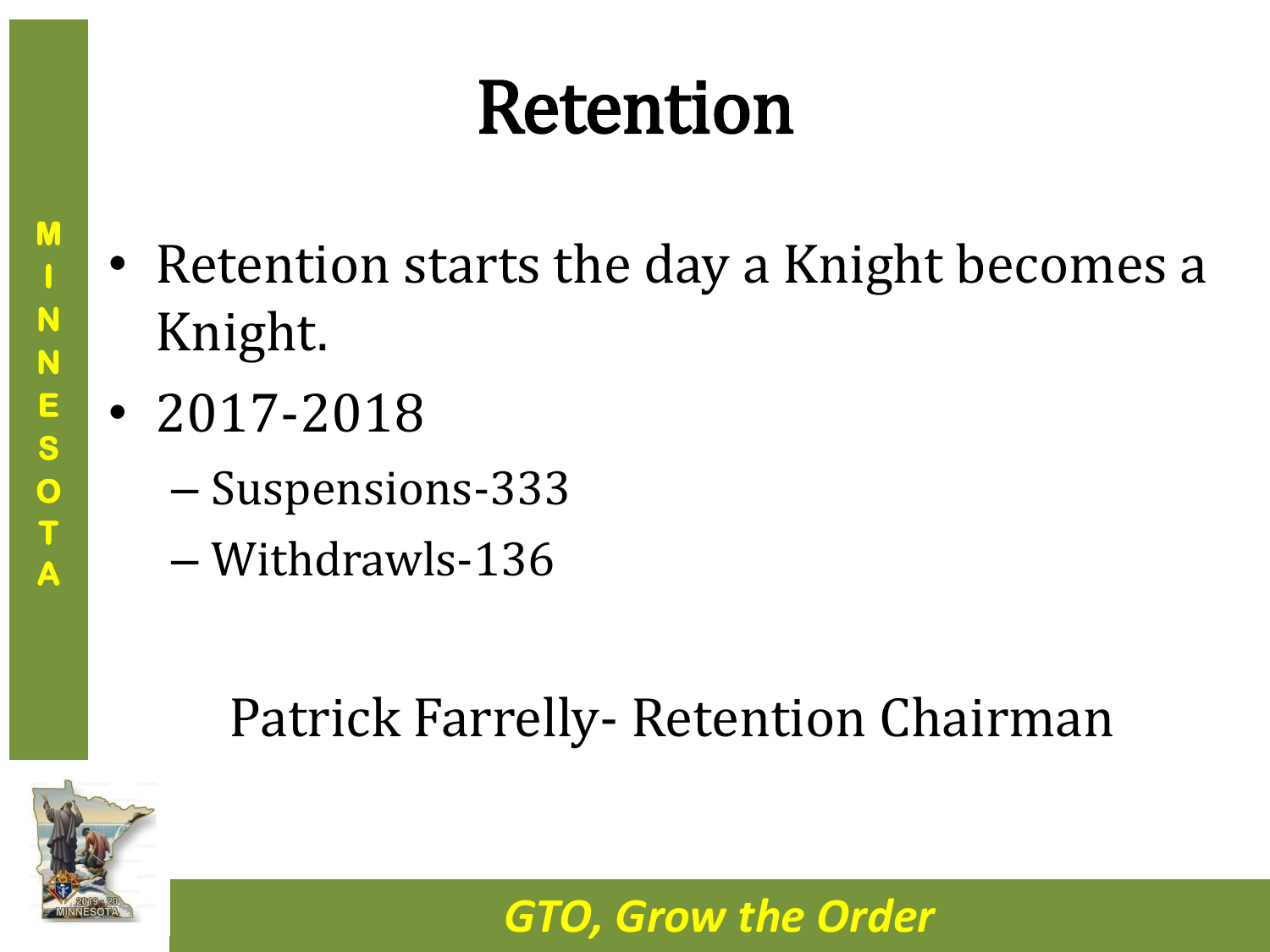# Retention

- Retention starts the day a Knight becomes a Knight.
- 2017-2018
  - Suspensions-333
  - Withdrawls-136

Patrick Farrelly- Retention Chairman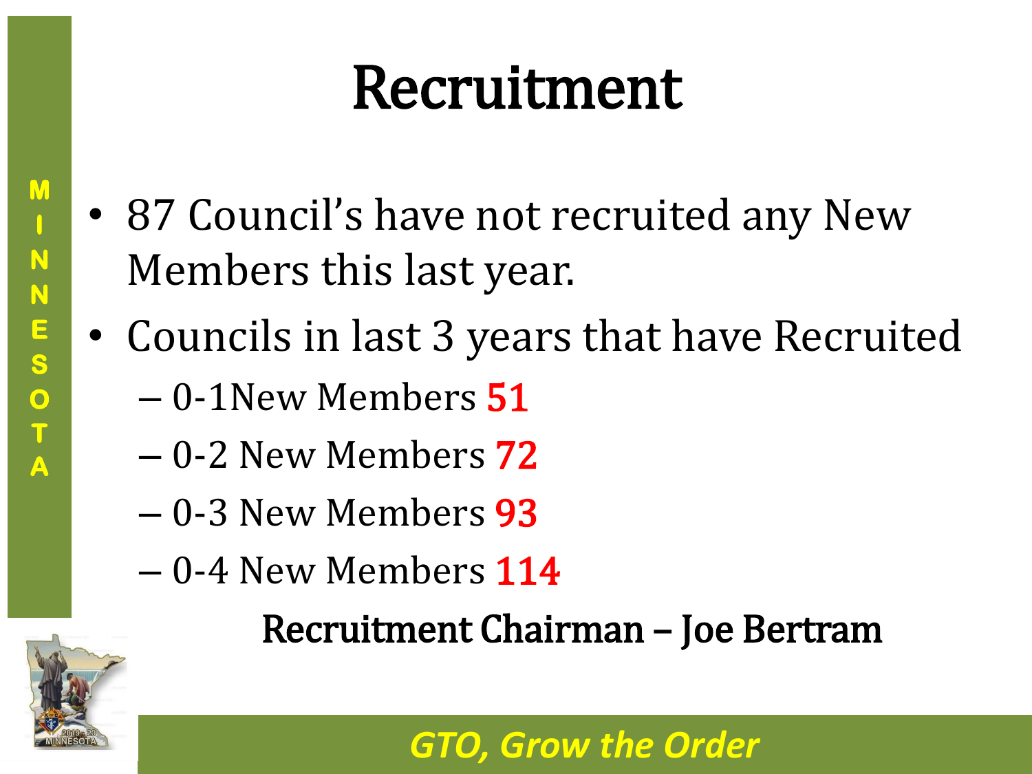# Recruitment

- 87 Council's have not recruited any New Members this last year.
- Councils in last 3 years that have Recruited
  - 0-1New Members **51**
  - 0-2 New Members **72**
  - 0-3 New Members **93**
  - 0-4 New Members **114**

**Recruitment Chairman – Joe Bertram**

MINNESOTA

*GTO, Grow the Order*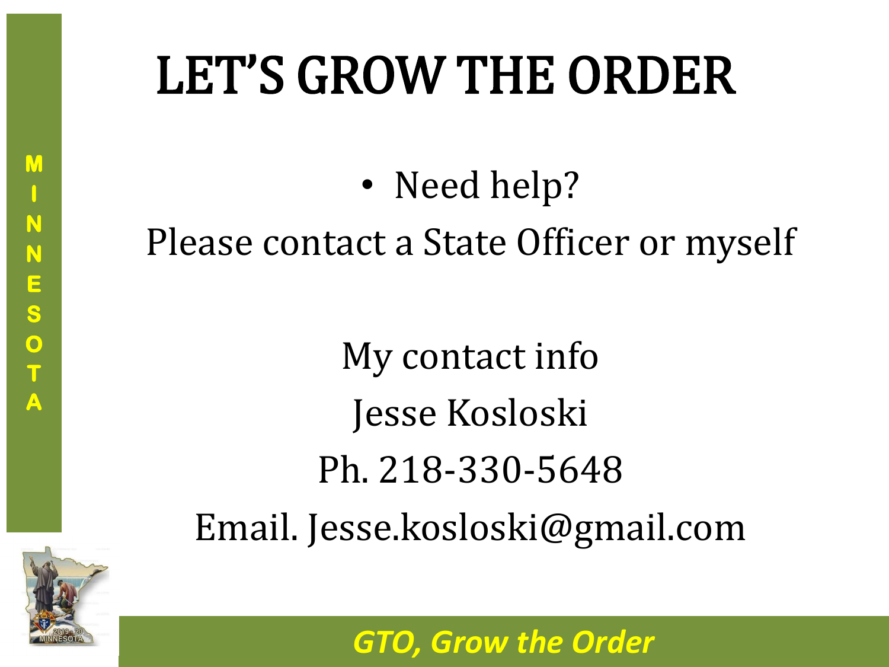# LET'S GROW THE ORDER

- Need help?

Please contact a State Officer or myself

My contact info

Jesse Kosloski

Ph. 218-330-5648

Email. Jesse.kosloski@gmail.com

*GTO, Grow the Order*